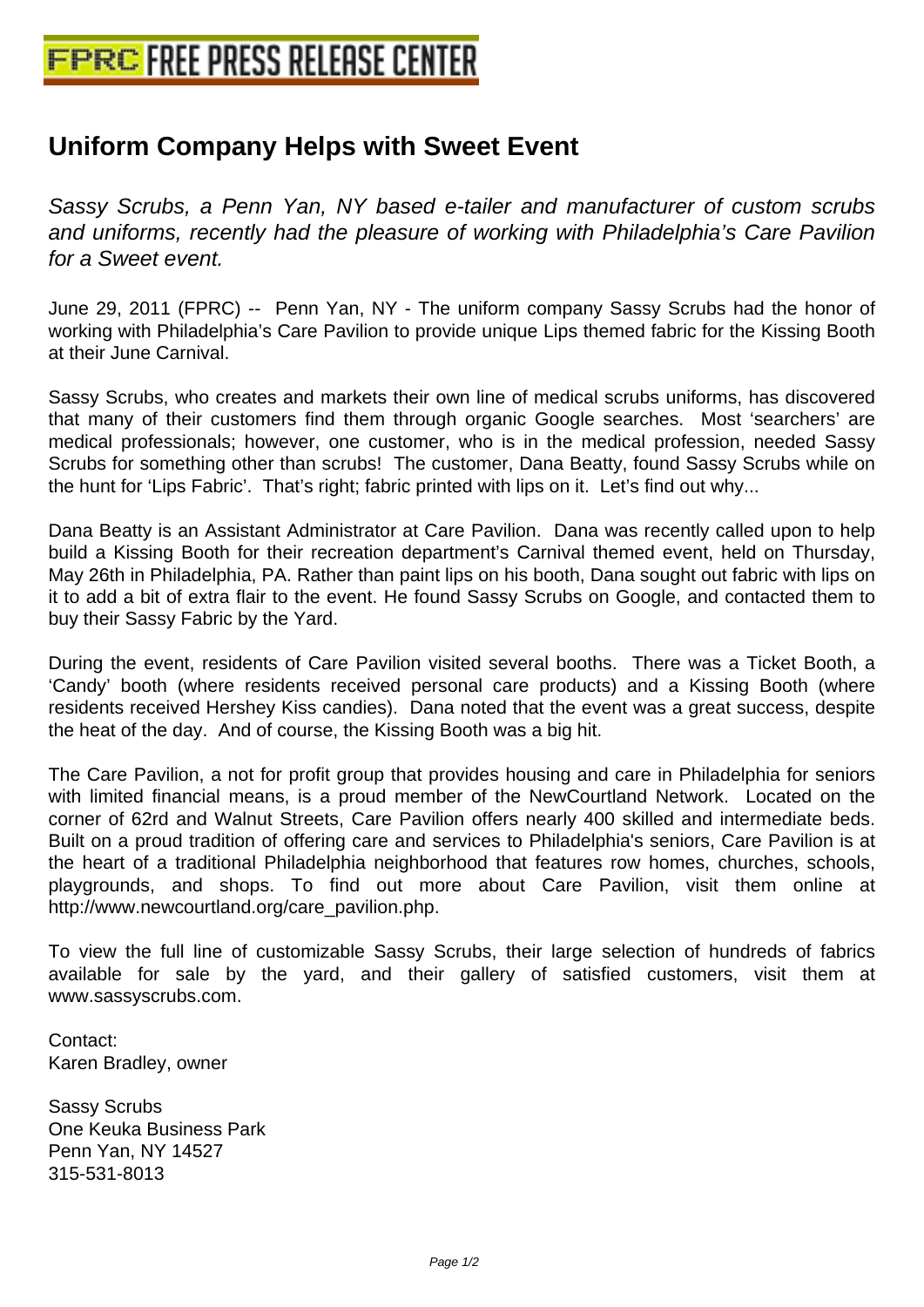# Uniform Company Helps with Sweet Event

*Sassy Scrubs, a Penn Yan, NY based e-tailer and manufacturer of custom scrubs and uniforms, recently had the pleasure of working with Philadelphia's Care Pavilion for a Sweet event.*

June 29, 2011 (FPRC) -- Penn Yan, NY - The uniform company Sassy Scrubs had the honor of working with Philadelphia's Care Pavilion to provide unique Lips themed fabric for the Kissing Booth at their June Carnival.

Sassy Scrubs, who creates and markets their own line of medical scrubs uniforms, has discovered that many of their customers find them through organic Google searches. Most 'searchers' are medical professionals; however, one customer, who is in the medical profession, needed Sassy Scrubs for something other than scrubs! The customer, Dana Beatty, found Sassy Scrubs while on the hunt for 'Lips Fabric'. That's right; fabric printed with lips on it. Let's find out why...

Dana Beatty is an Assistant Administrator at Care Pavilion. Dana was recently called upon to help build a Kissing Booth for their recreation department's Carnival themed event, held on Thursday, May 26th in Philadelphia, PA. Rather than paint lips on his booth, Dana sought out fabric with lips on it to add a bit of extra flair to the event. He found Sassy Scrubs on Google, and contacted them to buy their Sassy Fabric by the Yard.

During the event, residents of Care Pavilion visited several booths. There was a Ticket Booth, a 'Candy' booth (where residents received personal care products) and a Kissing Booth (where residents received Hershey Kiss candies). Dana noted that the event was a great success, despite the heat of the day. And of course, the Kissing Booth was a big hit.

The Care Pavilion, a not for profit group that provides housing and care in Philadelphia for seniors with limited financial means, is a proud member of the NewCourtland Network. Located on the corner of 62rd and Walnut Streets, Care Pavilion offers nearly 400 skilled and intermediate beds. Built on a proud tradition of offering care and services to Philadelphia's seniors, Care Pavilion is at the heart of a traditional Philadelphia neighborhood that features row homes, churches, schools, playgrounds, and shops. To find out more about Care Pavilion, visit them online at http://www.newcourtland.org/care_pavilion.php.

To view the full line of customizable Sassy Scrubs, their large selection of hundreds of fabrics available for sale by the yard, and their gallery of satisfied customers, visit them at www.sassyscrubs.com.

Contact:
Karen Bradley, owner

Sassy Scrubs
One Keuka Business Park
Penn Yan, NY 14527
315-531-8013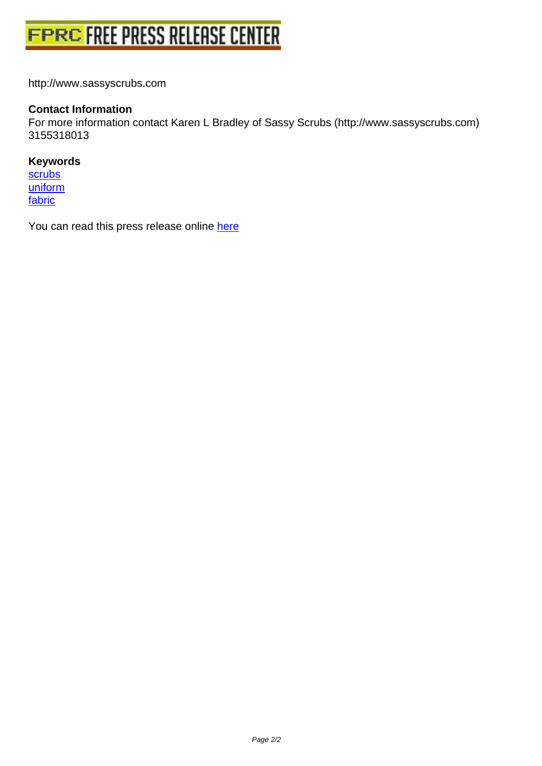http://www.sassyscrubs.com

**Contact Information**
For more information contact Karen L Bradley of Sassy Scrubs (http://www.sassyscrubs.com)
3155318013

**Keywords**
scrubs
uniform
fabric

You can read this press release online here